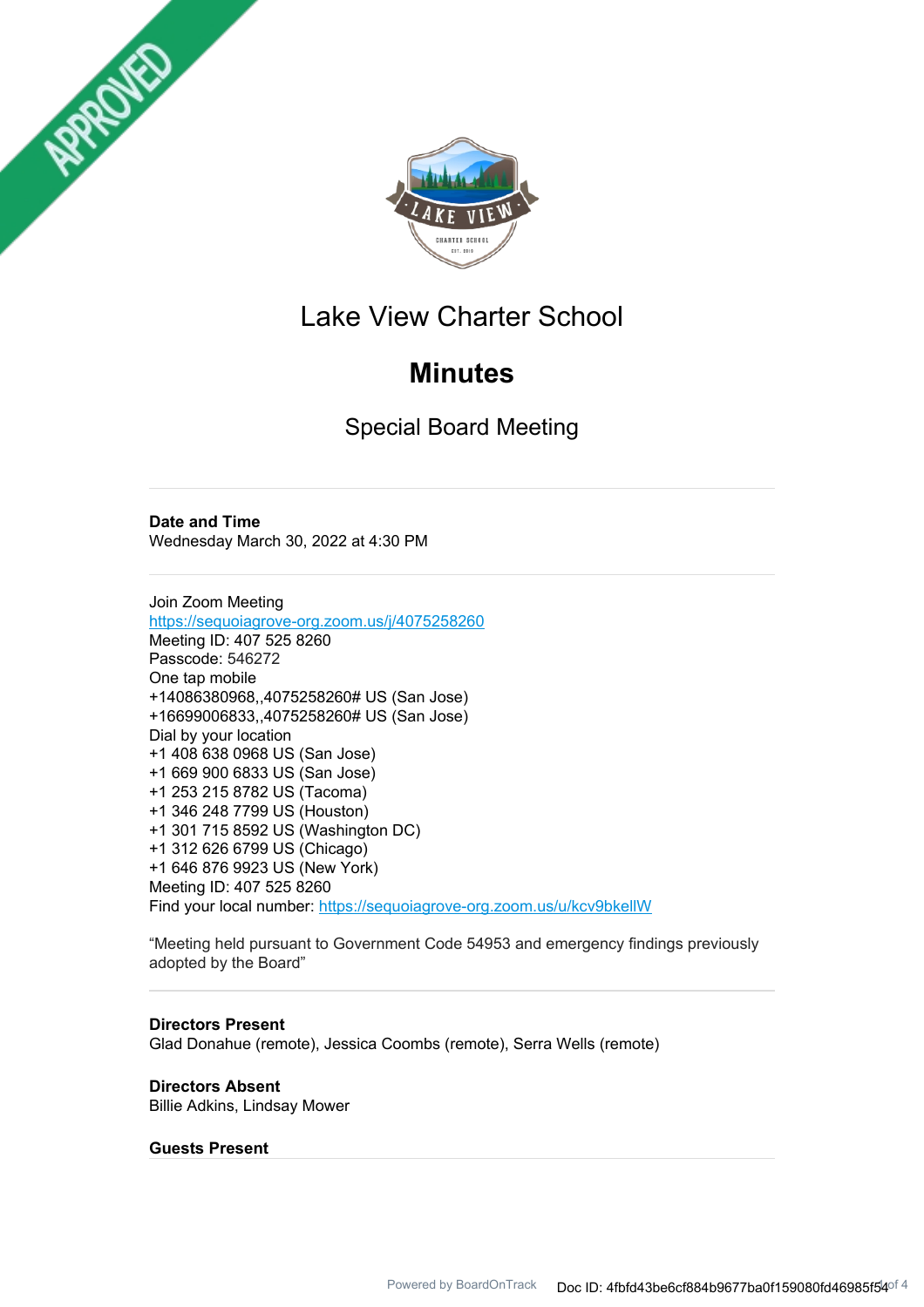# Lake View Charter School

## Minutes

### Special Board Meeting

---

**Date and Time**
Wednesday March 30, 2022 at 4:30 PM

---

Join Zoom Meeting
https://sequoiagrove-org.zoom.us/j/4075258260
Meeting ID: 407 525 8260
Passcode: 546272
One tap mobile
+14086380968,,4075258260# US (San Jose)
+16699006833,,4075258260# US (San Jose)
Dial by your location
+1 408 638 0968 US (San Jose)
+1 669 900 6833 US (San Jose)
+1 253 215 8782 US (Tacoma)
+1 346 248 7799 US (Houston)
+1 301 715 8592 US (Washington DC)
+1 312 626 6799 US (Chicago)
+1 646 876 9923 US (New York)
Meeting ID: 407 525 8260
Find your local number: https://sequoiagrove-org.zoom.us/u/kcv9bkellW

"Meeting held pursuant to Government Code 54953 and emergency findings previously adopted by the Board"

---

**Directors Present**
Glad Donahue (remote), Jessica Coombs (remote), Serra Wells (remote)

**Directors Absent**
Billie Adkins, Lindsay Mower

**Guests Present**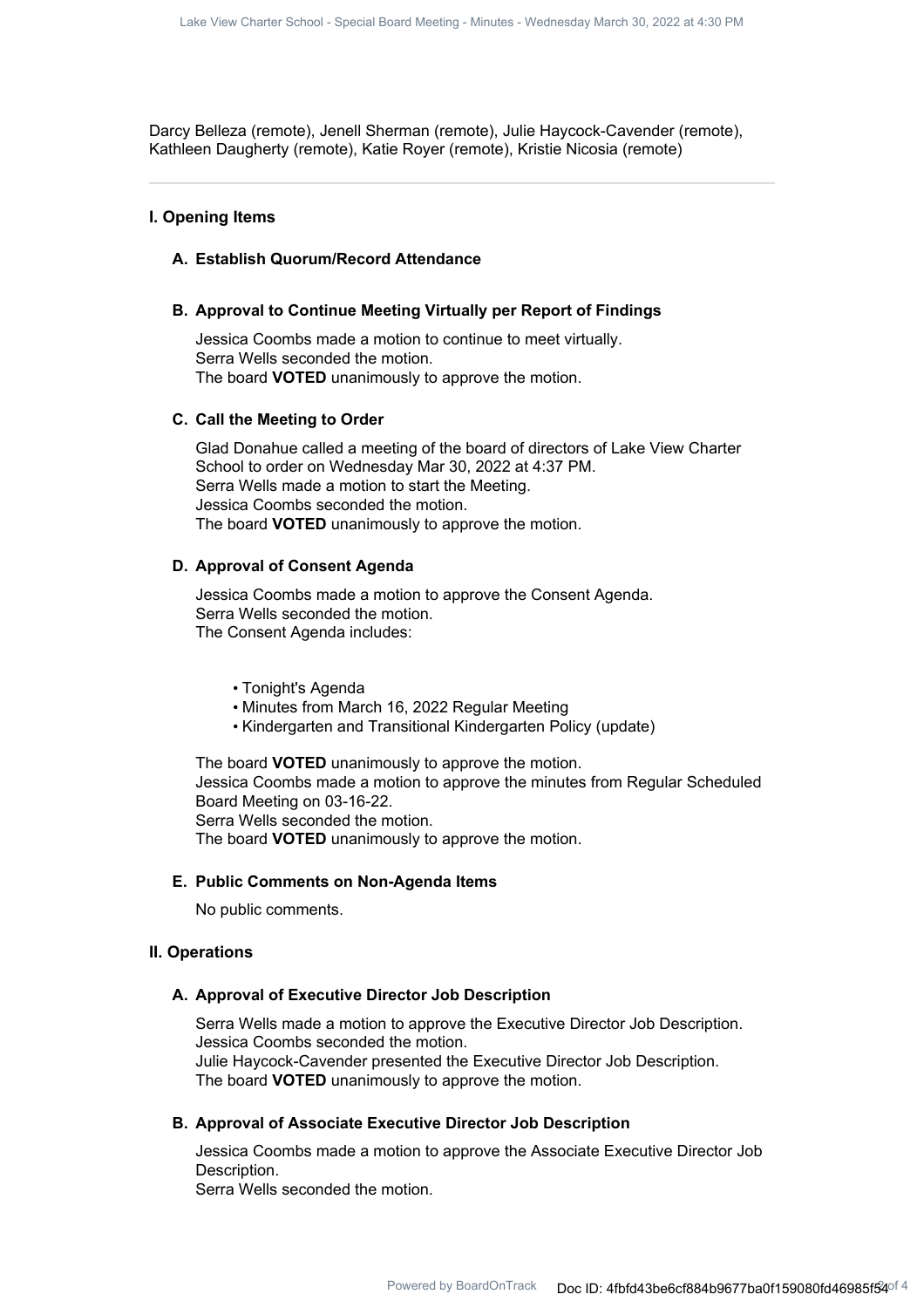Darcy Belleza (remote), Jenell Sherman (remote), Julie Haycock-Cavender (remote), Kathleen Daugherty (remote), Katie Royer (remote), Kristie Nicosia (remote)

---

## I. Opening Items

### A. Establish Quorum/Record Attendance

### B. Approval to Continue Meeting Virtually per Report of Findings

Jessica Coombs made a motion to continue to meet virtually.
Serra Wells seconded the motion.
The board **VOTED** unanimously to approve the motion.

### C. Call the Meeting to Order

Glad Donahue called a meeting of the board of directors of Lake View Charter School to order on Wednesday Mar 30, 2022 at 4:37 PM.
Serra Wells made a motion to start the Meeting.
Jessica Coombs seconded the motion.
The board **VOTED** unanimously to approve the motion.

### D. Approval of Consent Agenda

Jessica Coombs made a motion to approve the Consent Agenda.
Serra Wells seconded the motion.
The Consent Agenda includes:

- Tonight's Agenda
- Minutes from March 16, 2022 Regular Meeting
- Kindergarten and Transitional Kindergarten Policy (update)

The board **VOTED** unanimously to approve the motion.
Jessica Coombs made a motion to approve the minutes from Regular Scheduled Board Meeting on 03-16-22.
Serra Wells seconded the motion.
The board **VOTED** unanimously to approve the motion.

### E. Public Comments on Non-Agenda Items

No public comments.

## II. Operations

### A. Approval of Executive Director Job Description

Serra Wells made a motion to approve the Executive Director Job Description.
Jessica Coombs seconded the motion.
Julie Haycock-Cavender presented the Executive Director Job Description.
The board **VOTED** unanimously to approve the motion.

### B. Approval of Associate Executive Director Job Description

Jessica Coombs made a motion to approve the Associate Executive Director Job Description.
Serra Wells seconded the motion.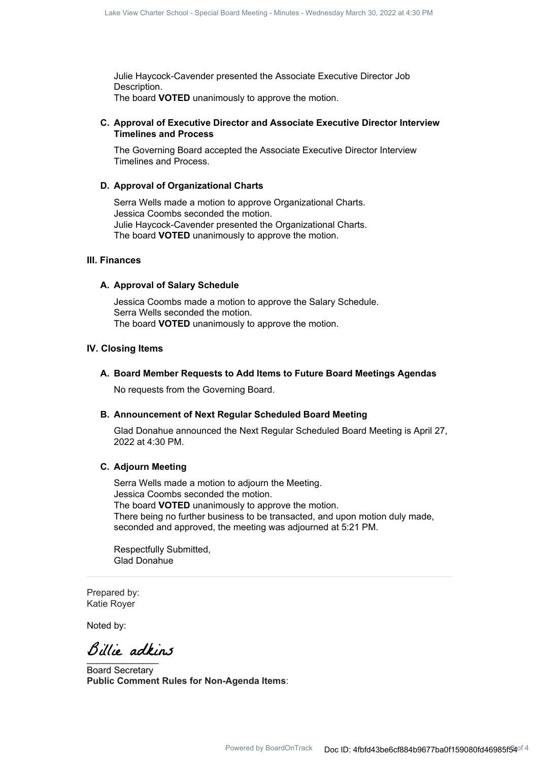Julie Haycock-Cavender presented the Associate Executive Director Job Description.
The board **VOTED** unanimously to approve the motion.

### C. Approval of Executive Director and Associate Executive Director Interview Timelines and Process

The Governing Board accepted the Associate Executive Director Interview Timelines and Process.

### D. Approval of Organizational Charts

Serra Wells made a motion to approve Organizational Charts.
Jessica Coombs seconded the motion.
Julie Haycock-Cavender presented the Organizational Charts.
The board **VOTED** unanimously to approve the motion.

## III. Finances

### A. Approval of Salary Schedule

Jessica Coombs made a motion to approve the Salary Schedule.
Serra Wells seconded the motion.
The board **VOTED** unanimously to approve the motion.

## IV. Closing Items

### A. Board Member Requests to Add Items to Future Board Meetings Agendas

No requests from the Governing Board.

### B. Announcement of Next Regular Scheduled Board Meeting

Glad Donahue announced the Next Regular Scheduled Board Meeting is April 27, 2022 at 4:30 PM.

### C. Adjourn Meeting

Serra Wells made a motion to adjourn the Meeting.
Jessica Coombs seconded the motion.
The board **VOTED** unanimously to approve the motion.
There being no further business to be transacted, and upon motion duly made, seconded and approved, the meeting was adjourned at 5:21 PM.

Respectfully Submitted,
Glad Donahue

---

Prepared by:
Katie Royer

Noted by:

Billie adkins

Board Secretary

**Public Comment Rules for Non-Agenda Items**: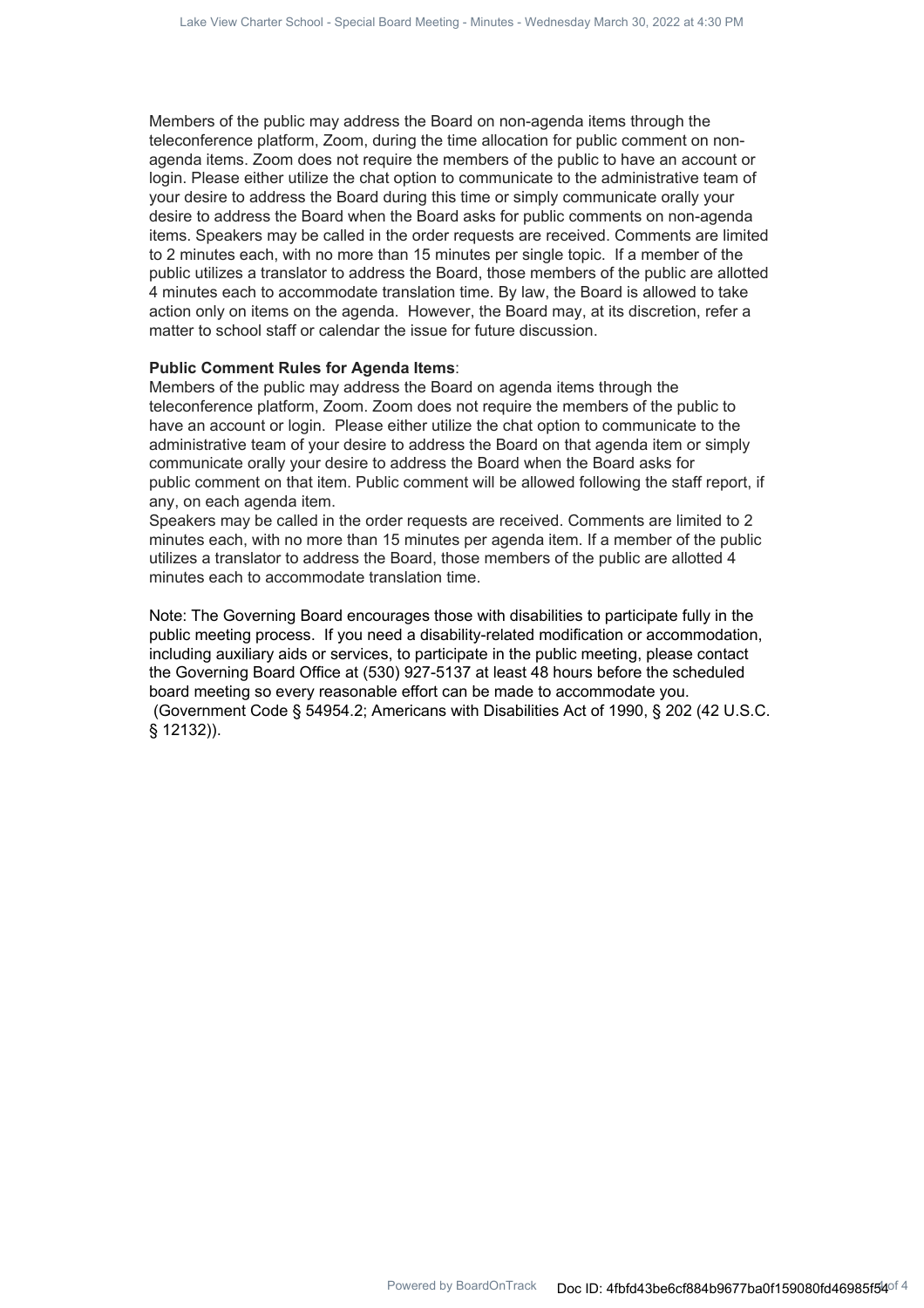Members of the public may address the Board on non-agenda items through the teleconference platform, Zoom, during the time allocation for public comment on non-agenda items. Zoom does not require the members of the public to have an account or login. Please either utilize the chat option to communicate to the administrative team of your desire to address the Board during this time or simply communicate orally your desire to address the Board when the Board asks for public comments on non-agenda items. Speakers may be called in the order requests are received. Comments are limited to 2 minutes each, with no more than 15 minutes per single topic. If a member of the public utilizes a translator to address the Board, those members of the public are allotted 4 minutes each to accommodate translation time. By law, the Board is allowed to take action only on items on the agenda. However, the Board may, at its discretion, refer a matter to school staff or calendar the issue for future discussion.

**Public Comment Rules for Agenda Items**:
Members of the public may address the Board on agenda items through the teleconference platform, Zoom. Zoom does not require the members of the public to have an account or login. Please either utilize the chat option to communicate to the administrative team of your desire to address the Board on that agenda item or simply communicate orally your desire to address the Board when the Board asks for public comment on that item. Public comment will be allowed following the staff report, if any, on each agenda item.
Speakers may be called in the order requests are received. Comments are limited to 2 minutes each, with no more than 15 minutes per agenda item. If a member of the public utilizes a translator to address the Board, those members of the public are allotted 4 minutes each to accommodate translation time.

Note: The Governing Board encourages those with disabilities to participate fully in the public meeting process. If you need a disability-related modification or accommodation, including auxiliary aids or services, to participate in the public meeting, please contact the Governing Board Office at (530) 927-5137 at least 48 hours before the scheduled board meeting so every reasonable effort can be made to accommodate you.
(Government Code § 54954.2; Americans with Disabilities Act of 1990, § 202 (42 U.S.C. § 12132)).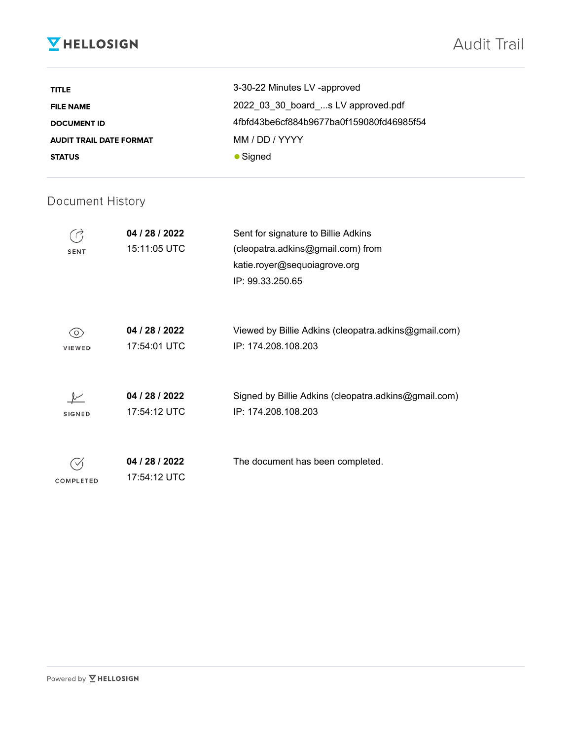HELLOSIGN

# Audit Trail

| | |
|---|---|
| **TITLE** | 3-30-22 Minutes LV -approved |
| **FILE NAME** | 2022_03_30_board_...s LV approved.pdf |
| **DOCUMENT ID** | 4fbfd43be6cf884b9677ba0f159080fd46985f54 |
| **AUDIT TRAIL DATE FORMAT** | MM / DD / YYYY |
| **STATUS** | ● Signed |

## Document History

| | | |
|---|---|---|
| SENT | **04 / 28 / 2022** 15:11:05 UTC | Sent for signature to Billie Adkins (cleopatra.adkins@gmail.com) from katie.royer@sequoiagrove.org IP: 99.33.250.65 |
| VIEWED | **04 / 28 / 2022** 17:54:01 UTC | Viewed by Billie Adkins (cleopatra.adkins@gmail.com) IP: 174.208.108.203 |
| SIGNED | **04 / 28 / 2022** 17:54:12 UTC | Signed by Billie Adkins (cleopatra.adkins@gmail.com) IP: 174.208.108.203 |
| COMPLETED | **04 / 28 / 2022** 17:54:12 UTC | The document has been completed. |

Powered by HELLOSIGN